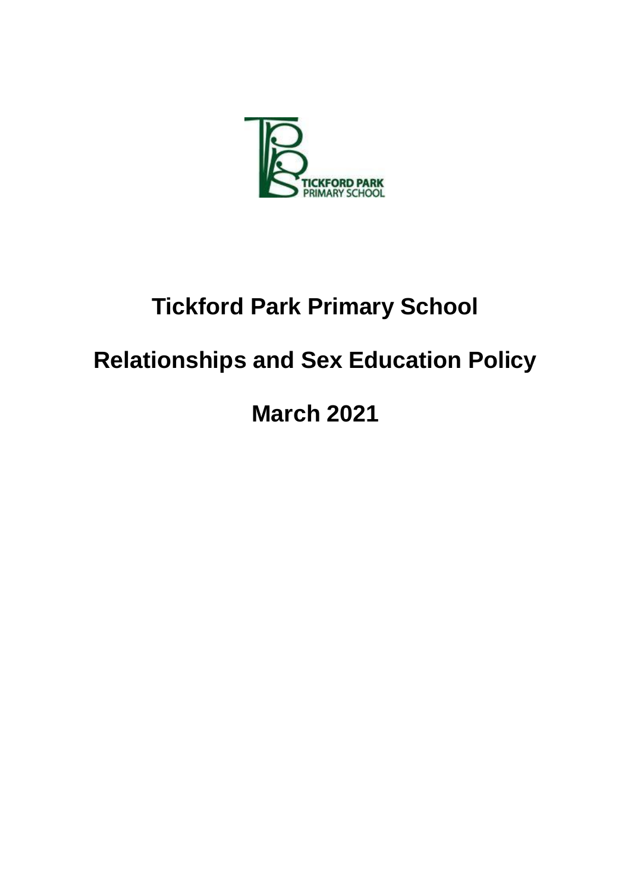# Tickford Park Primary School

# Relationships and Sex Education Policy

# March 2021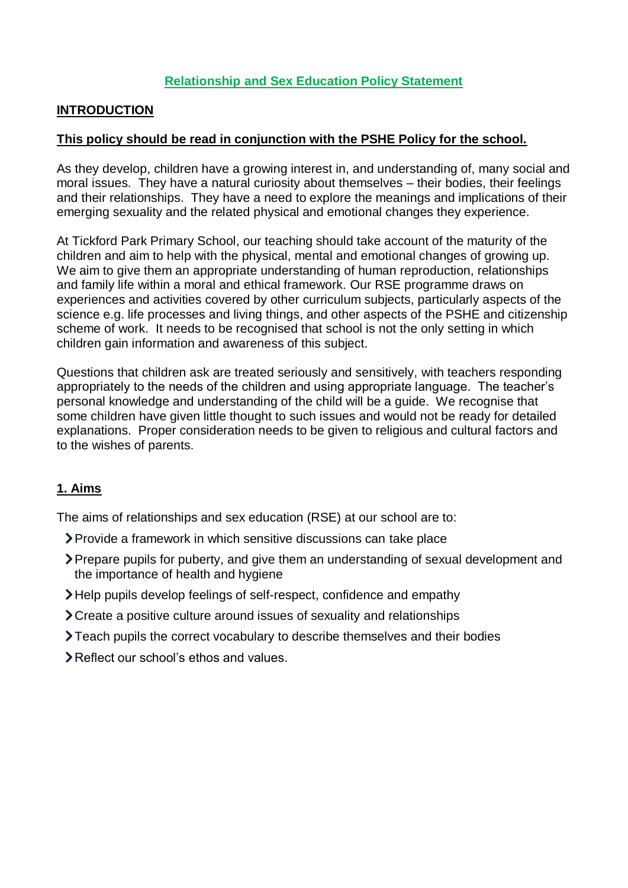## Relationship and Sex Education Policy Statement

### INTRODUCTION

**This policy should be read in conjunction with the PSHE Policy for the school.**

As they develop, children have a growing interest in, and understanding of, many social and moral issues. They have a natural curiosity about themselves – their bodies, their feelings and their relationships. They have a need to explore the meanings and implications of their emerging sexuality and the related physical and emotional changes they experience.

At Tickford Park Primary School, our teaching should take account of the maturity of the children and aim to help with the physical, mental and emotional changes of growing up. We aim to give them an appropriate understanding of human reproduction, relationships and family life within a moral and ethical framework. Our RSE programme draws on experiences and activities covered by other curriculum subjects, particularly aspects of the science e.g. life processes and living things, and other aspects of the PSHE and citizenship scheme of work. It needs to be recognised that school is not the only setting in which children gain information and awareness of this subject.

Questions that children ask are treated seriously and sensitively, with teachers responding appropriately to the needs of the children and using appropriate language. The teacher's personal knowledge and understanding of the child will be a guide. We recognise that some children have given little thought to such issues and would not be ready for detailed explanations. Proper consideration needs to be given to religious and cultural factors and to the wishes of parents.

### 1. Aims

The aims of relationships and sex education (RSE) at our school are to:

- Provide a framework in which sensitive discussions can take place
- Prepare pupils for puberty, and give them an understanding of sexual development and the importance of health and hygiene
- Help pupils develop feelings of self-respect, confidence and empathy
- Create a positive culture around issues of sexuality and relationships
- Teach pupils the correct vocabulary to describe themselves and their bodies
- Reflect our school's ethos and values.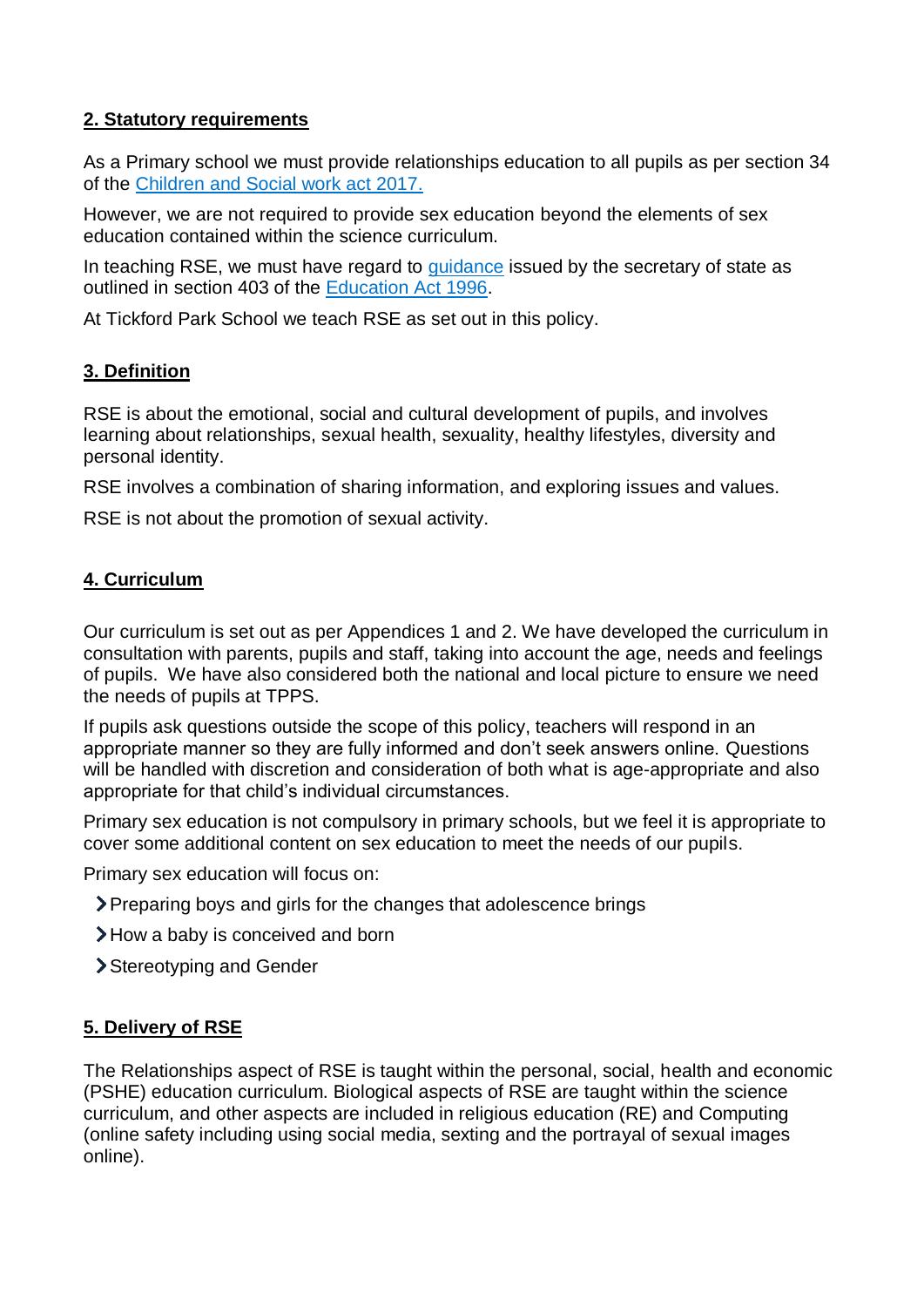## 2. Statutory requirements

As a Primary school we must provide relationships education to all pupils as per section 34 of the [Children and Social work act 2017.](#)

However, we are not required to provide sex education beyond the elements of sex education contained within the science curriculum.

In teaching RSE, we must have regard to [guidance](#) issued by the secretary of state as outlined in section 403 of the [Education Act 1996](#).

At Tickford Park School we teach RSE as set out in this policy.

## 3. Definition

RSE is about the emotional, social and cultural development of pupils, and involves learning about relationships, sexual health, sexuality, healthy lifestyles, diversity and personal identity.

RSE involves a combination of sharing information, and exploring issues and values.

RSE is not about the promotion of sexual activity.

## 4. Curriculum

Our curriculum is set out as per Appendices 1 and 2. We have developed the curriculum in consultation with parents, pupils and staff, taking into account the age, needs and feelings of pupils. We have also considered both the national and local picture to ensure we need the needs of pupils at TPPS.

If pupils ask questions outside the scope of this policy, teachers will respond in an appropriate manner so they are fully informed and don't seek answers online. Questions will be handled with discretion and consideration of both what is age-appropriate and also appropriate for that child's individual circumstances.

Primary sex education is not compulsory in primary schools, but we feel it is appropriate to cover some additional content on sex education to meet the needs of our pupils.

Primary sex education will focus on:

- Preparing boys and girls for the changes that adolescence brings
- How a baby is conceived and born
- Stereotyping and Gender

## 5. Delivery of RSE

The Relationships aspect of RSE is taught within the personal, social, health and economic (PSHE) education curriculum. Biological aspects of RSE are taught within the science curriculum, and other aspects are included in religious education (RE) and Computing (online safety including using social media, sexting and the portrayal of sexual images online).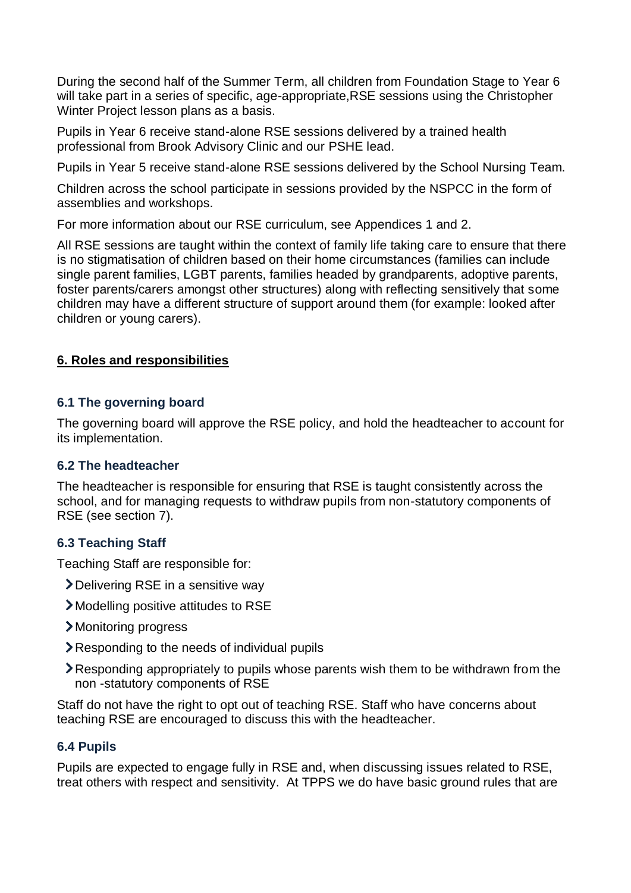During the second half of the Summer Term, all children from Foundation Stage to Year 6 will take part in a series of specific, age-appropriate,RSE sessions using the Christopher Winter Project lesson plans as a basis.

Pupils in Year 6 receive stand-alone RSE sessions delivered by a trained health professional from Brook Advisory Clinic and our PSHE lead.

Pupils in Year 5 receive stand-alone RSE sessions delivered by the School Nursing Team.

Children across the school participate in sessions provided by the NSPCC in the form of assemblies and workshops.

For more information about our RSE curriculum, see Appendices 1 and 2.

All RSE sessions are taught within the context of family life taking care to ensure that there is no stigmatisation of children based on their home circumstances (families can include single parent families, LGBT parents, families headed by grandparents, adoptive parents, foster parents/carers amongst other structures) along with reflecting sensitively that some children may have a different structure of support around them (for example: looked after children or young carers).

## 6. Roles and responsibilities

### 6.1 The governing board

The governing board will approve the RSE policy, and hold the headteacher to account for its implementation.

### 6.2 The headteacher

The headteacher is responsible for ensuring that RSE is taught consistently across the school, and for managing requests to withdraw pupils from non-statutory components of RSE (see section 7).

### 6.3 Teaching Staff

Teaching Staff are responsible for:

- Delivering RSE in a sensitive way
- Modelling positive attitudes to RSE
- Monitoring progress
- Responding to the needs of individual pupils
- Responding appropriately to pupils whose parents wish them to be withdrawn from the non -statutory components of RSE

Staff do not have the right to opt out of teaching RSE. Staff who have concerns about teaching RSE are encouraged to discuss this with the headteacher.

### 6.4 Pupils

Pupils are expected to engage fully in RSE and, when discussing issues related to RSE, treat others with respect and sensitivity. At TPPS we do have basic ground rules that are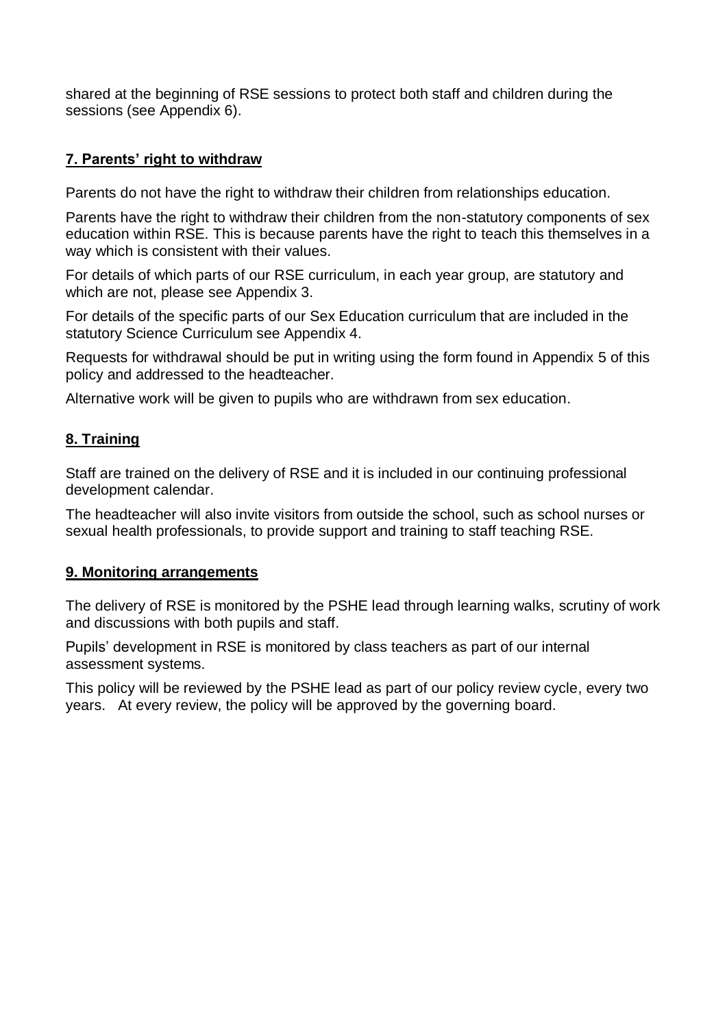shared at the beginning of RSE sessions to protect both staff and children during the sessions (see Appendix 6).

## 7. Parents' right to withdraw

Parents do not have the right to withdraw their children from relationships education.

Parents have the right to withdraw their children from the non-statutory components of sex education within RSE. This is because parents have the right to teach this themselves in a way which is consistent with their values.

For details of which parts of our RSE curriculum, in each year group, are statutory and which are not, please see Appendix 3.

For details of the specific parts of our Sex Education curriculum that are included in the statutory Science Curriculum see Appendix 4.

Requests for withdrawal should be put in writing using the form found in Appendix 5 of this policy and addressed to the headteacher.

Alternative work will be given to pupils who are withdrawn from sex education.

## 8. Training

Staff are trained on the delivery of RSE and it is included in our continuing professional development calendar.

The headteacher will also invite visitors from outside the school, such as school nurses or sexual health professionals, to provide support and training to staff teaching RSE.

## 9. Monitoring arrangements

The delivery of RSE is monitored by the PSHE lead through learning walks, scrutiny of work and discussions with both pupils and staff.

Pupils' development in RSE is monitored by class teachers as part of our internal assessment systems.

This policy will be reviewed by the PSHE lead as part of our policy review cycle, every two years. At every review, the policy will be approved by the governing board.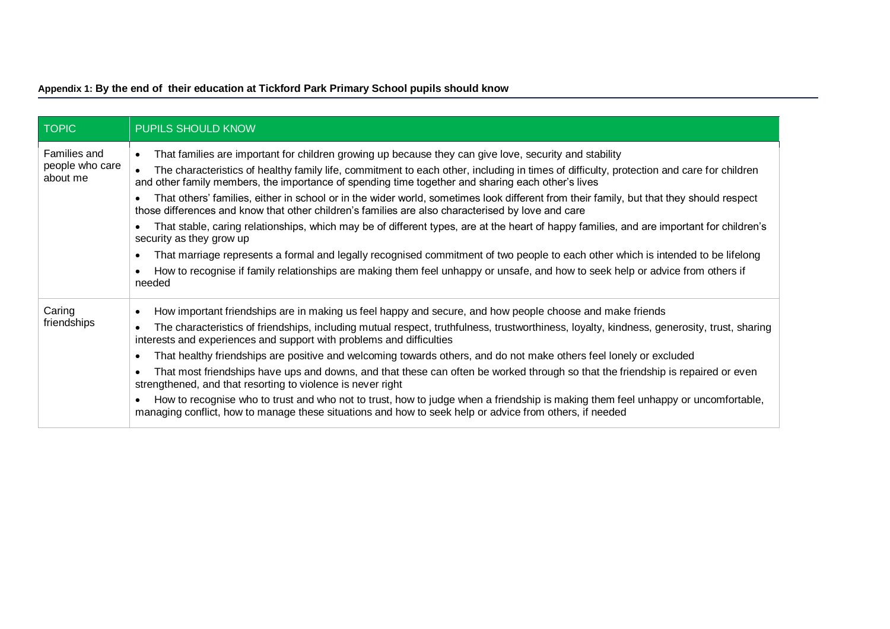**Appendix 1: By the end of their education at Tickford Park Primary School pupils should know**

| TOPIC | PUPILS SHOULD KNOW |
|---|---|
| Families and people who care about me | • That families are important for children growing up because they can give love, security and stability<br>• The characteristics of healthy family life, commitment to each other, including in times of difficulty, protection and care for children and other family members, the importance of spending time together and sharing each other's lives<br>• That others' families, either in school or in the wider world, sometimes look different from their family, but that they should respect those differences and know that other children's families are also characterised by love and care<br>• That stable, caring relationships, which may be of different types, are at the heart of happy families, and are important for children's security as they grow up<br>• That marriage represents a formal and legally recognised commitment of two people to each other which is intended to be lifelong<br>• How to recognise if family relationships are making them feel unhappy or unsafe, and how to seek help or advice from others if needed |
| Caring friendships | • How important friendships are in making us feel happy and secure, and how people choose and make friends<br>• The characteristics of friendships, including mutual respect, truthfulness, trustworthiness, loyalty, kindness, generosity, trust, sharing interests and experiences and support with problems and difficulties<br>• That healthy friendships are positive and welcoming towards others, and do not make others feel lonely or excluded<br>• That most friendships have ups and downs, and that these can often be worked through so that the friendship is repaired or even strengthened, and that resorting to violence is never right<br>• How to recognise who to trust and who not to trust, how to judge when a friendship is making them feel unhappy or uncomfortable, managing conflict, how to manage these situations and how to seek help or advice from others, if needed |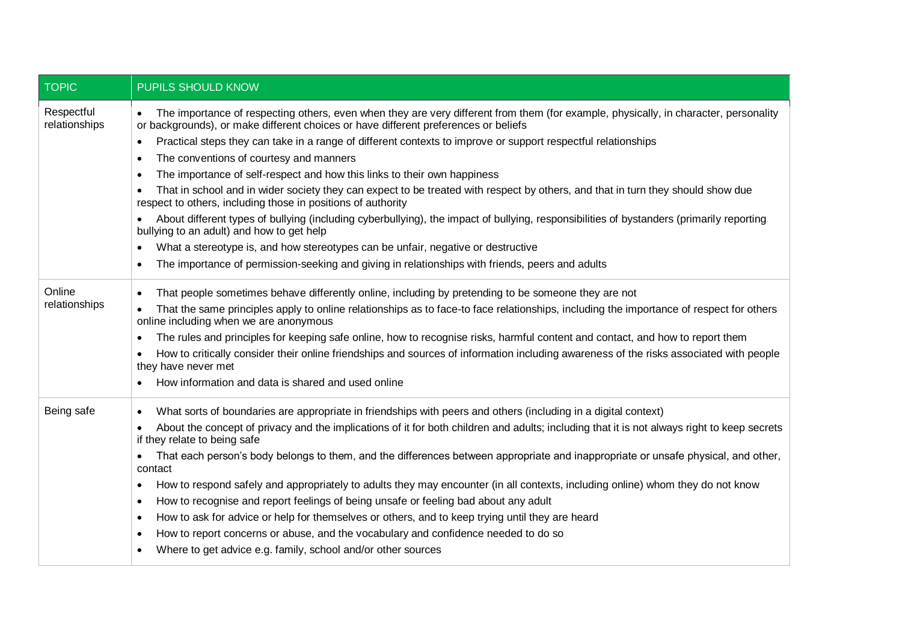| TOPIC | PUPILS SHOULD KNOW |
|---|---|
| Respectful relationships | • The importance of respecting others, even when they are very different from them (for example, physically, in character, personality or backgrounds), or make different choices or have different preferences or beliefs<br>• Practical steps they can take in a range of different contexts to improve or support respectful relationships<br>• The conventions of courtesy and manners<br>• The importance of self-respect and how this links to their own happiness<br>• That in school and in wider society they can expect to be treated with respect by others, and that in turn they should show due respect to others, including those in positions of authority<br>• About different types of bullying (including cyberbullying), the impact of bullying, responsibilities of bystanders (primarily reporting bullying to an adult) and how to get help<br>• What a stereotype is, and how stereotypes can be unfair, negative or destructive<br>• The importance of permission-seeking and giving in relationships with friends, peers and adults |
| Online relationships | • That people sometimes behave differently online, including by pretending to be someone they are not<br>• That the same principles apply to online relationships as to face-to face relationships, including the importance of respect for others online including when we are anonymous<br>• The rules and principles for keeping safe online, how to recognise risks, harmful content and contact, and how to report them<br>• How to critically consider their online friendships and sources of information including awareness of the risks associated with people they have never met<br>• How information and data is shared and used online |
| Being safe | • What sorts of boundaries are appropriate in friendships with peers and others (including in a digital context)<br>• About the concept of privacy and the implications of it for both children and adults; including that it is not always right to keep secrets if they relate to being safe<br>• That each person's body belongs to them, and the differences between appropriate and inappropriate or unsafe physical, and other, contact<br>• How to respond safely and appropriately to adults they may encounter (in all contexts, including online) whom they do not know<br>• How to recognise and report feelings of being unsafe or feeling bad about any adult<br>• How to ask for advice or help for themselves or others, and to keep trying until they are heard<br>• How to report concerns or abuse, and the vocabulary and confidence needed to do so<br>• Where to get advice e.g. family, school and/or other sources |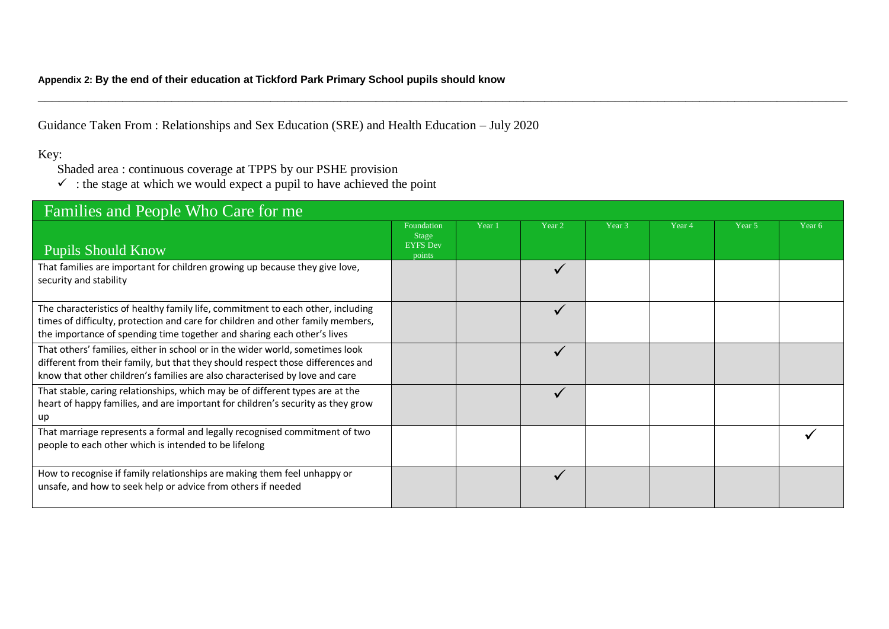**Appendix 2: By the end of their education at Tickford Park Primary School pupils should know**

---

Guidance Taken From : Relationships and Sex Education (SRE) and Health Education – July 2020

Key:

Shaded area : continuous coverage at TPPS by our PSHE provision

✓ : the stage at which we would expect a pupil to have achieved the point

## Families and People Who Care for me

| Pupils Should Know | Foundation Stage EYFS Dev points | Year 1 | Year 2 | Year 3 | Year 4 | Year 5 | Year 6 |
|---|---|---|---|---|---|---|---|
| That families are important for children growing up because they give love, security and stability | | | ✓ | | | | |
| The characteristics of healthy family life, commitment to each other, including times of difficulty, protection and care for children and other family members, the importance of spending time together and sharing each other's lives | | | ✓ | | | | |
| That others' families, either in school or in the wider world, sometimes look different from their family, but that they should respect those differences and know that other children's families are also characterised by love and care | | | ✓ | | | | |
| That stable, caring relationships, which may be of different types are at the heart of happy families, and are important for children's security as they grow up | | | ✓ | | | | |
| That marriage represents a formal and legally recognised commitment of two people to each other which is intended to be lifelong | | | | | | | ✓ |
| How to recognise if family relationships are making them feel unhappy or unsafe, and how to seek help or advice from others if needed | | | ✓ | | | | |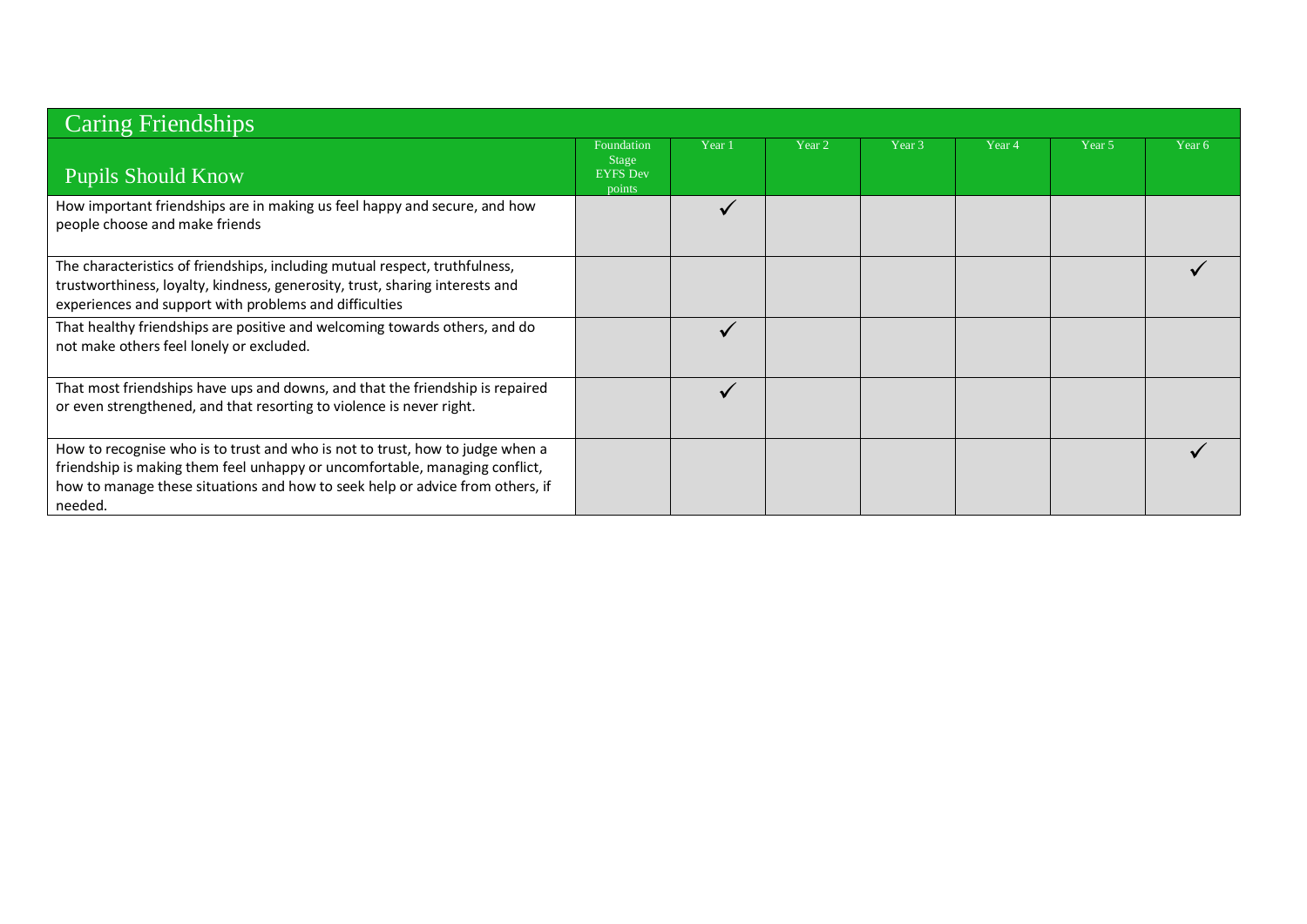## Caring Friendships

| Pupils Should Know | Foundation Stage EYFS Dev points | Year 1 | Year 2 | Year 3 | Year 4 | Year 5 | Year 6 |
|---|---|---|---|---|---|---|---|
| How important friendships are in making us feel happy and secure, and how people choose and make friends | | ✓ | | | | | |
| The characteristics of friendships, including mutual respect, truthfulness, trustworthiness, loyalty, kindness, generosity, trust, sharing interests and experiences and support with problems and difficulties | | | | | | | ✓ |
| That healthy friendships are positive and welcoming towards others, and do not make others feel lonely or excluded. | | ✓ | | | | | |
| That most friendships have ups and downs, and that the friendship is repaired or even strengthened, and that resorting to violence is never right. | | ✓ | | | | | |
| How to recognise who is to trust and who is not to trust, how to judge when a friendship is making them feel unhappy or uncomfortable, managing conflict, how to manage these situations and how to seek help or advice from others, if needed. | | | | | | | ✓ |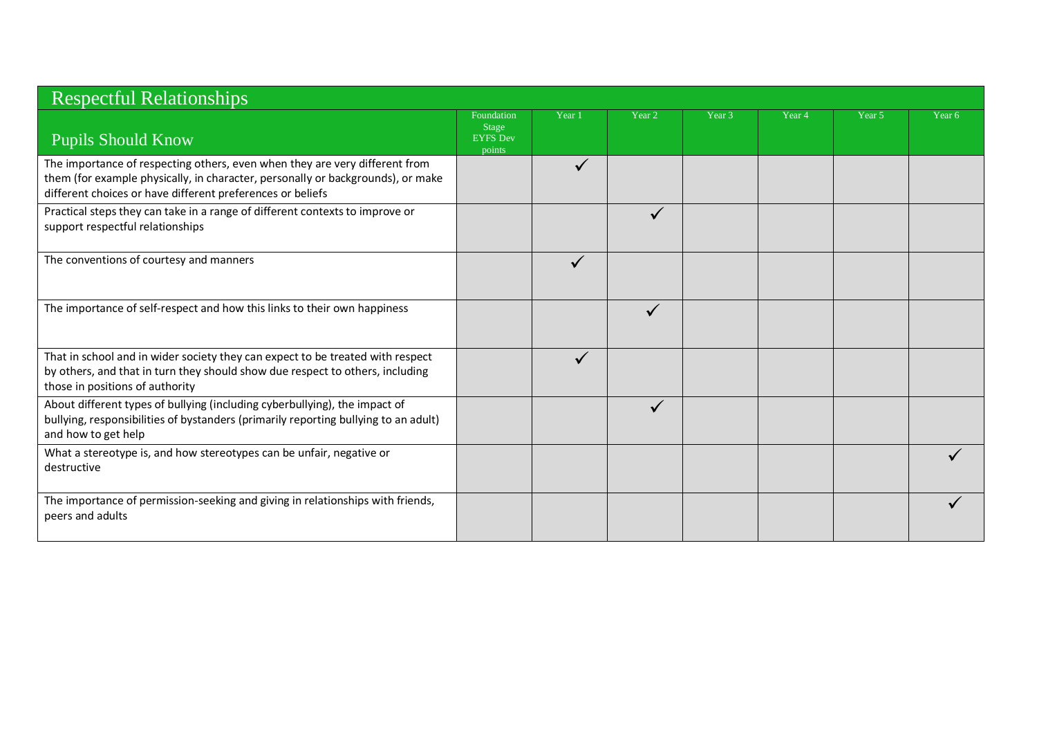## Respectful Relationships

| Pupils Should Know | Foundation Stage EYFS Dev points | Year 1 | Year 2 | Year 3 | Year 4 | Year 5 | Year 6 |
|---|---|---|---|---|---|---|---|
| The importance of respecting others, even when they are very different from them (for example physically, in character, personally or backgrounds), or make different choices or have different preferences or beliefs | | ✓ | | | | | |
| Practical steps they can take in a range of different contexts to improve or support respectful relationships | | | ✓ | | | | |
| The conventions of courtesy and manners | | ✓ | | | | | |
| The importance of self-respect and how this links to their own happiness | | | ✓ | | | | |
| That in school and in wider society they can expect to be treated with respect by others, and that in turn they should show due respect to others, including those in positions of authority | | ✓ | | | | | |
| About different types of bullying (including cyberbullying), the impact of bullying, responsibilities of bystanders (primarily reporting bullying to an adult) and how to get help | | | ✓ | | | | |
| What a stereotype is, and how stereotypes can be unfair, negative or destructive | | | | | | | ✓ |
| The importance of permission-seeking and giving in relationships with friends, peers and adults | | | | | | | ✓ |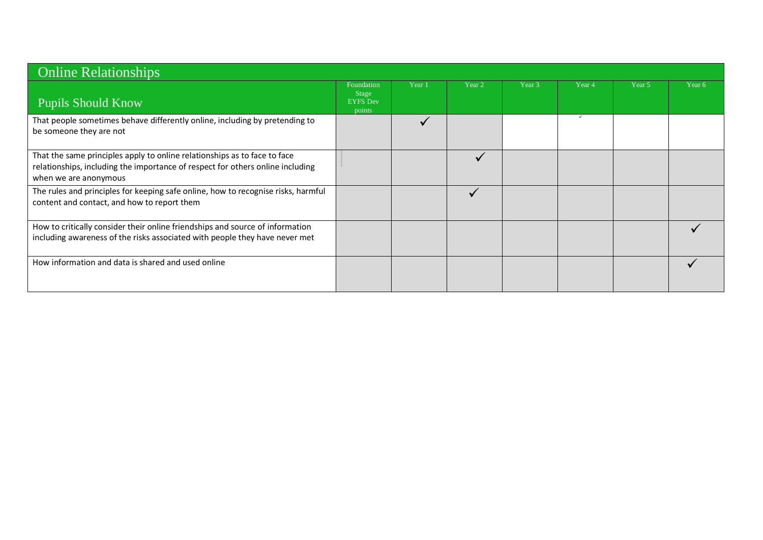| Online Relationships | | | | | | | |
|---|---|---|---|---|---|---|---|
| Pupils Should Know | Foundation Stage EYFS Dev points | Year 1 | Year 2 | Year 3 | Year 4 | Year 5 | Year 6 |
| That people sometimes behave differently online, including by pretending to be someone they are not | | ✓ | | | ✓ | | |
| That the same principles apply to online relationships as to face to face relationships, including the importance of respect for others online including when we are anonymous | | | ✓ | | | | |
| The rules and principles for keeping safe online, how to recognise risks, harmful content and contact, and how to report them | | | ✓ | | | | |
| How to critically consider their online friendships and source of information including awareness of the risks associated with people they have never met | | | | | | | ✓ |
| How information and data is shared and used online | | | | | | | ✓ |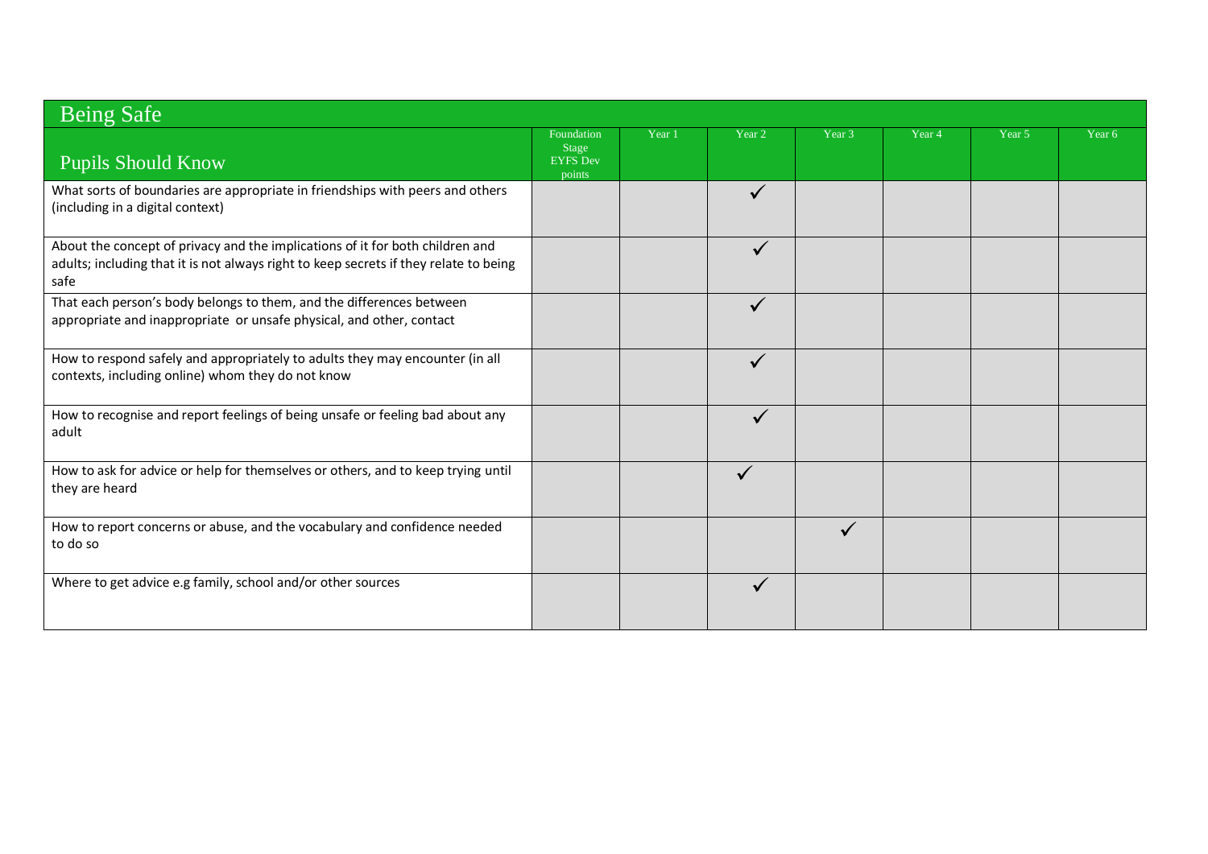## Being Safe

| Pupils Should Know | Foundation Stage EYFS Dev points | Year 1 | Year 2 | Year 3 | Year 4 | Year 5 | Year 6 |
|---|---|---|---|---|---|---|---|
| What sorts of boundaries are appropriate in friendships with peers and others (including in a digital context) | | | ✓ | | | | |
| About the concept of privacy and the implications of it for both children and adults; including that it is not always right to keep secrets if they relate to being safe | | | ✓ | | | | |
| That each person's body belongs to them, and the differences between appropriate and inappropriate or unsafe physical, and other, contact | | | ✓ | | | | |
| How to respond safely and appropriately to adults they may encounter (in all contexts, including online) whom they do not know | | | ✓ | | | | |
| How to recognise and report feelings of being unsafe or feeling bad about any adult | | | ✓ | | | | |
| How to ask for advice or help for themselves or others, and to keep trying until they are heard | | | ✓ | | | | |
| How to report concerns or abuse, and the vocabulary and confidence needed to do so | | | | ✓ | | | |
| Where to get advice e.g family, school and/or other sources | | | ✓ | | | | |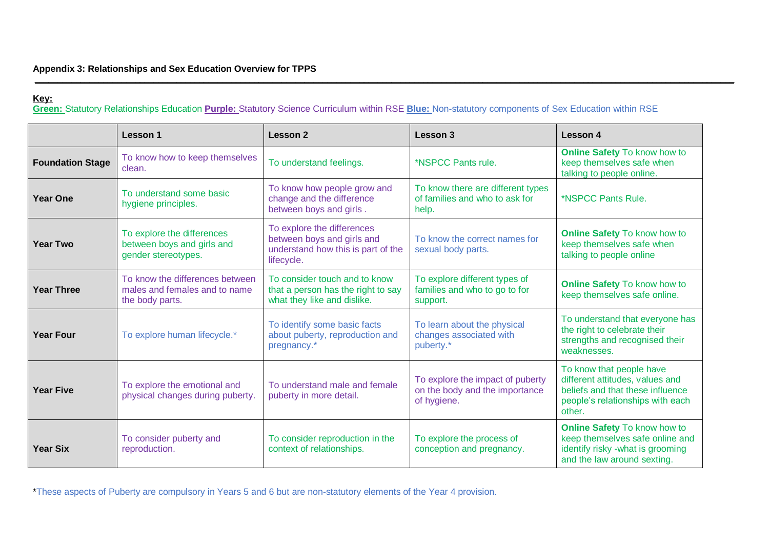**Appendix 3: Relationships and Sex Education Overview for TPPS**

**Key:**
**Green:** Statutory Relationships Education **Purple:** Statutory Science Curriculum within RSE **Blue:** Non-statutory components of Sex Education within RSE

| | Lesson 1 | Lesson 2 | Lesson 3 | Lesson 4 |
|---|---|---|---|---|
| **Foundation Stage** | To know how to keep themselves clean. | To understand feelings. | *NSPCC Pants rule. | **Online Safety** To know how to keep themselves safe when talking to people online. |
| **Year One** | To understand some basic hygiene principles. | To know how people grow and change and the difference between boys and girls . | To know there are different types of families and who to ask for help. | *NSPCC Pants Rule. |
| **Year Two** | To explore the differences between boys and girls and gender stereotypes. | To explore the differences between boys and girls and understand how this is part of the lifecycle. | To know the correct names for sexual body parts. | **Online Safety** To know how to keep themselves safe when talking to people online |
| **Year Three** | To know the differences between males and females and to name the body parts. | To consider touch and to know that a person has the right to say what they like and dislike. | To explore different types of families and who to go to for support. | **Online Safety** To know how to keep themselves safe online. |
| **Year Four** | To explore human lifecycle.* | To identify some basic facts about puberty, reproduction and pregnancy.* | To learn about the physical changes associated with puberty.* | To understand that everyone has the right to celebrate their strengths and recognised their weaknesses. |
| **Year Five** | To explore the emotional and physical changes during puberty. | To understand male and female puberty in more detail. | To explore the impact of puberty on the body and the importance of hygiene. | To know that people have different attitudes, values and beliefs and that these influence people's relationships with each other. |
| **Year Six** | To consider puberty and reproduction. | To consider reproduction in the context of relationships. | To explore the process of conception and pregnancy. | **Online Safety** To know how to keep themselves safe online and identify risky -what is grooming and the law around sexting. |

*These aspects of Puberty are compulsory in Years 5 and 6 but are non-statutory elements of the Year 4 provision.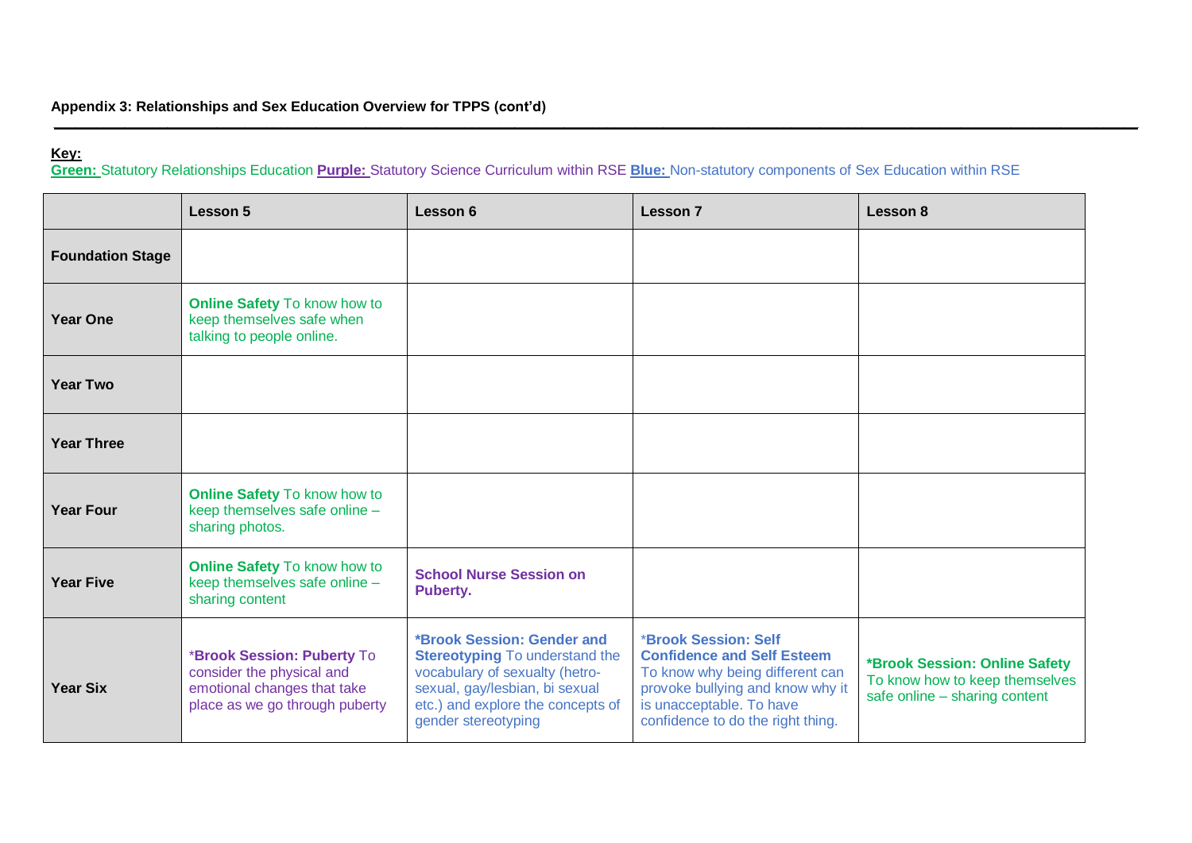**Appendix 3: Relationships and Sex Education Overview for TPPS (cont'd)**

**Key:**
**Green:** Statutory Relationships Education **Purple:** Statutory Science Curriculum within RSE **Blue:** Non-statutory components of Sex Education within RSE

| | Lesson 5 | Lesson 6 | Lesson 7 | Lesson 8 |
|---|---|---|---|---|
| **Foundation Stage** | | | | |
| **Year One** | **Online Safety** To know how to keep themselves safe when talking to people online. | | | |
| **Year Two** | | | | |
| **Year Three** | | | | |
| **Year Four** | **Online Safety** To know how to keep themselves safe online – sharing photos. | | | |
| **Year Five** | **Online Safety** To know how to keep themselves safe online – sharing content | **School Nurse Session on Puberty.** | | |
| **Year Six** | \***Brook Session: Puberty** To consider the physical and emotional changes that take place as we go through puberty | **\*Brook Session: Gender and Stereotyping** To understand the vocabulary of sexuality (hetro-sexual, gay/lesbian, bi sexual etc.) and explore the concepts of gender stereotyping | \***Brook Session: Self Confidence and Self Esteem** To know why being different can provoke bullying and know why it is unacceptable. To have confidence to do the right thing. | **\*Brook Session: Online Safety** To know how to keep themselves safe online – sharing content |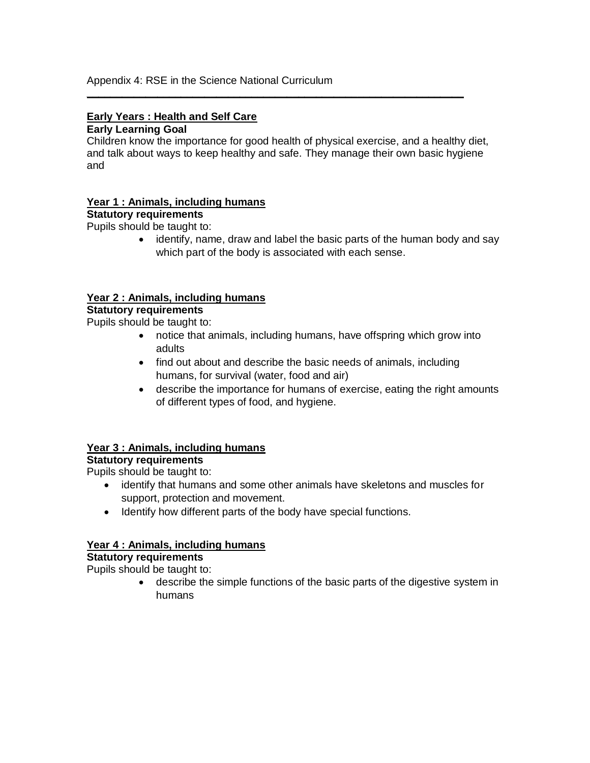Appendix 4: RSE in the Science National Curriculum

---

## Early Years : Health and Self Care

**Early Learning Goal**

Children know the importance for good health of physical exercise, and a healthy diet, and talk about ways to keep healthy and safe. They manage their own basic hygiene and

## Year 1 : Animals, including humans

**Statutory requirements**

Pupils should be taught to:

- identify, name, draw and label the basic parts of the human body and say which part of the body is associated with each sense.

## Year 2 : Animals, including humans

**Statutory requirements**

Pupils should be taught to:

- notice that animals, including humans, have offspring which grow into adults
- find out about and describe the basic needs of animals, including humans, for survival (water, food and air)
- describe the importance for humans of exercise, eating the right amounts of different types of food, and hygiene.

## Year 3 : Animals, including humans

**Statutory requirements**

Pupils should be taught to:

- identify that humans and some other animals have skeletons and muscles for support, protection and movement.
- Identify how different parts of the body have special functions.

## Year 4 : Animals, including humans

**Statutory requirements**

Pupils should be taught to:

- describe the simple functions of the basic parts of the digestive system in humans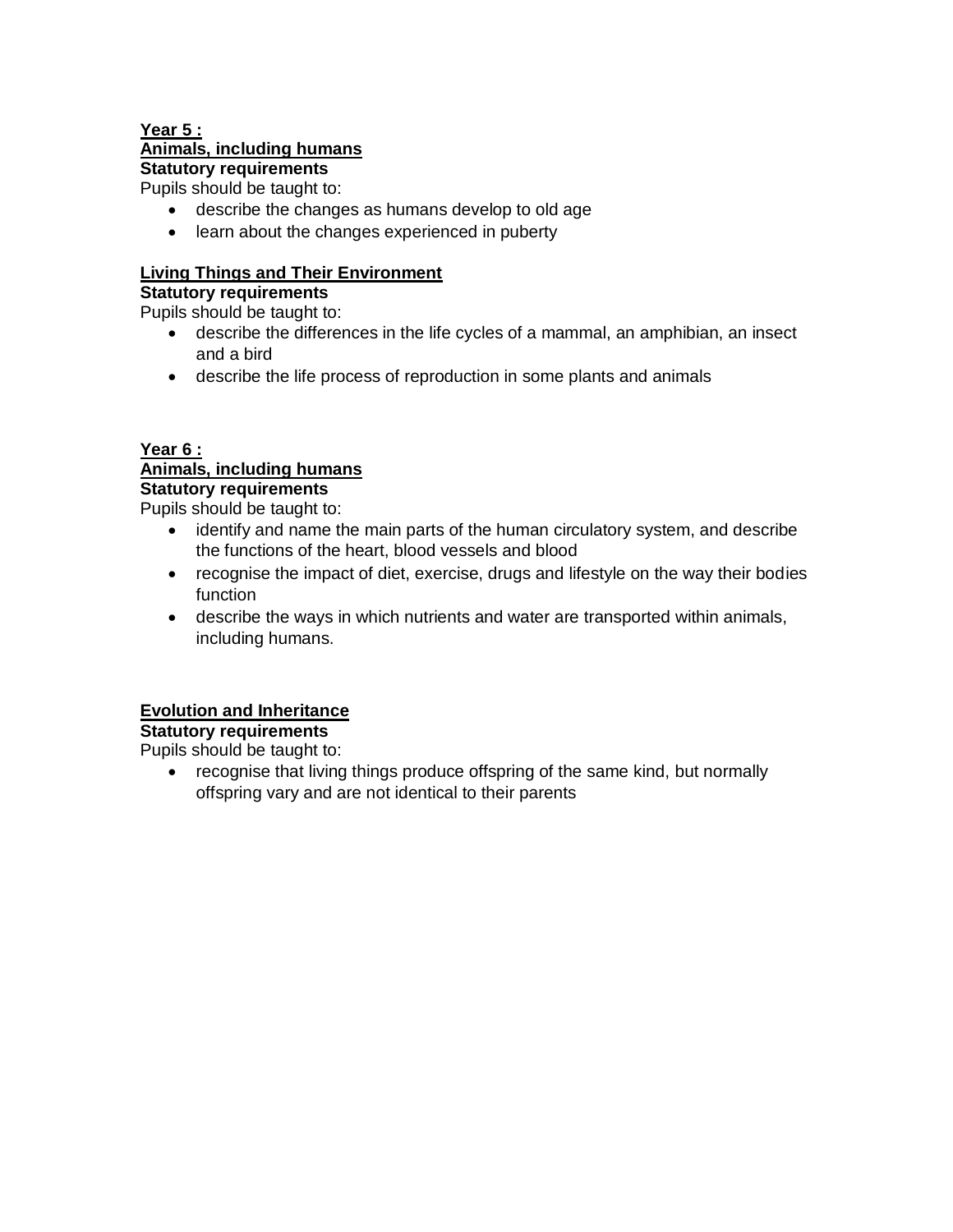**Year 5 :**
**Animals, including humans**
**Statutory requirements**
Pupils should be taught to:

- describe the changes as humans develop to old age
- learn about the changes experienced in puberty

**Living Things and Their Environment**
**Statutory requirements**
Pupils should be taught to:

- describe the differences in the life cycles of a mammal, an amphibian, an insect and a bird
- describe the life process of reproduction in some plants and animals

**Year 6 :**
**Animals, including humans**
**Statutory requirements**
Pupils should be taught to:

- identify and name the main parts of the human circulatory system, and describe the functions of the heart, blood vessels and blood
- recognise the impact of diet, exercise, drugs and lifestyle on the way their bodies function
- describe the ways in which nutrients and water are transported within animals, including humans.

**Evolution and Inheritance**
**Statutory requirements**
Pupils should be taught to:

- recognise that living things produce offspring of the same kind, but normally offspring vary and are not identical to their parents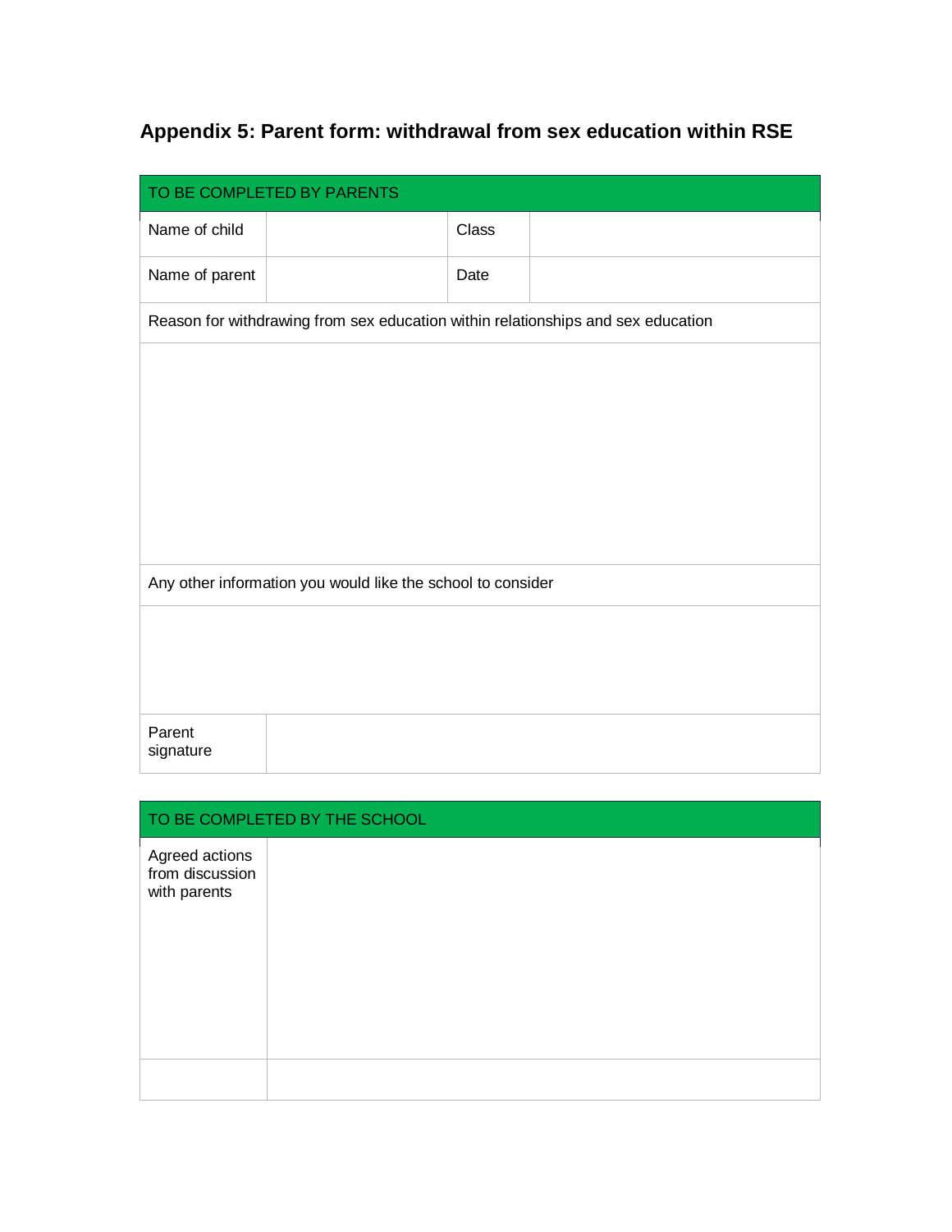## Appendix 5: Parent form: withdrawal from sex education within RSE

| TO BE COMPLETED BY PARENTS | | | |
|---|---|---|---|
| Name of child | | Class | |
| Name of parent | | Date | |
| Reason for withdrawing from sex education within relationships and sex education | | | |
| | | | |
| Any other information you would like the school to consider | | | |
| | | | |
| Parent signature | | | |

| TO BE COMPLETED BY THE SCHOOL | |
|---|---|
| Agreed actions from discussion with parents | |
| | |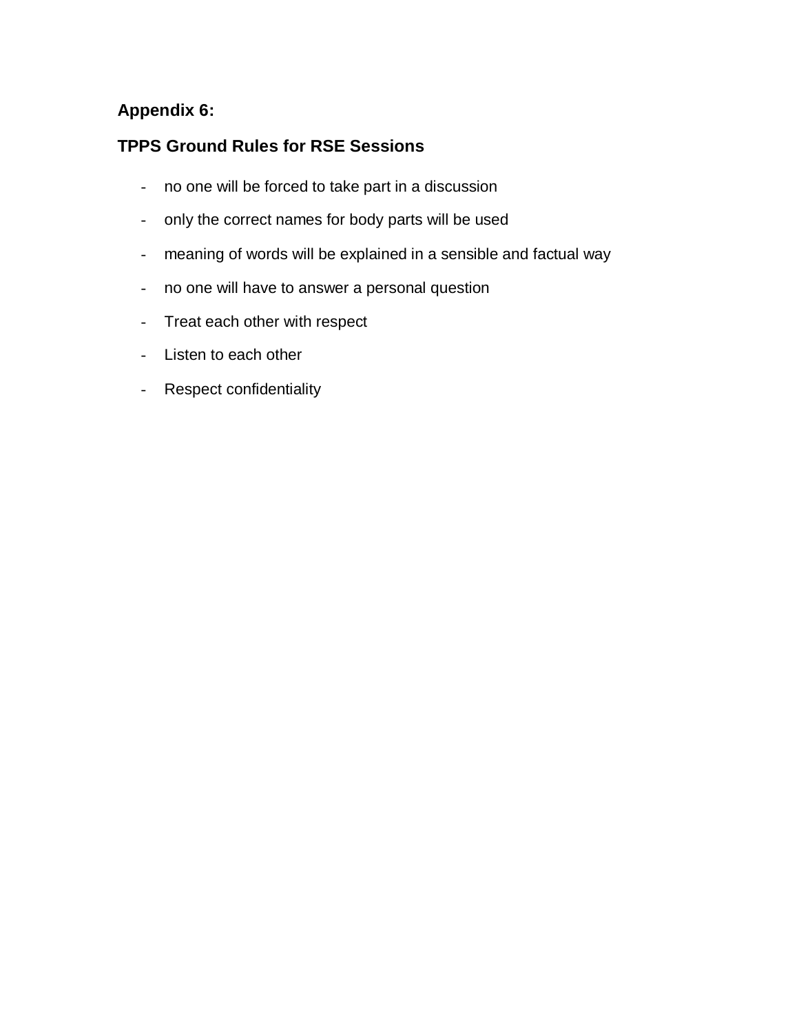**Appendix 6:**

**TPPS Ground Rules for RSE Sessions**

- no one will be forced to take part in a discussion
- only the correct names for body parts will be used
- meaning of words will be explained in a sensible and factual way
- no one will have to answer a personal question
- Treat each other with respect
- Listen to each other
- Respect confidentiality